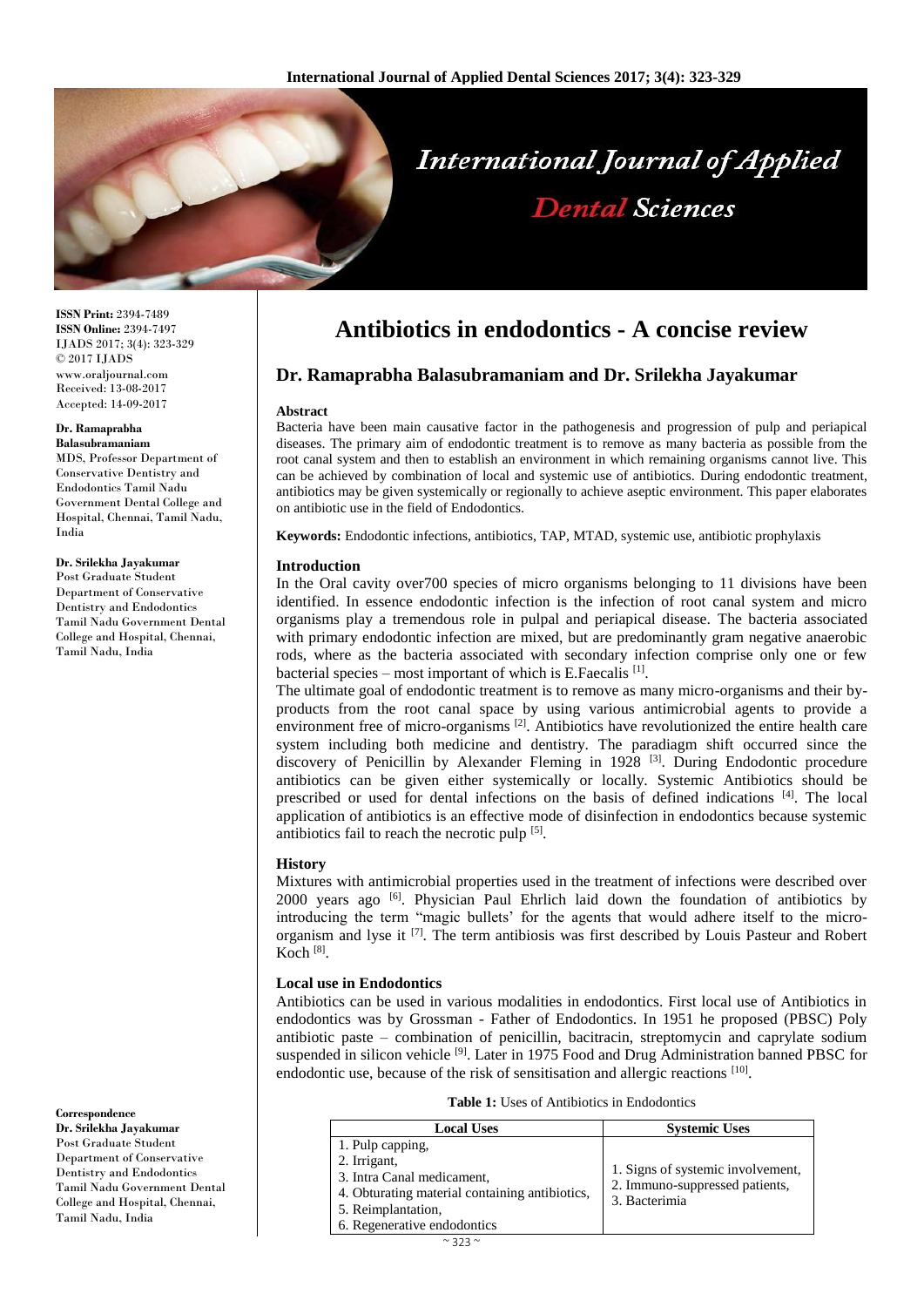# Antibiotics in endodontics - A concise review

## Dr. Ramaprabha Balasubramaniam and Dr. Srilekha Jayakumar

**ISSN Print:** 2394-7489
**ISSN Online:** 2394-7497
IJADS 2017; 3(4): 323-329
© 2017 IJADS
www.oraljournal.com
Received: 13-08-2017
Accepted: 14-09-2017

**Dr. Ramaprabha Balasubramaniam**
MDS, Professor Department of Conservative Dentistry and Endodontics Tamil Nadu Government Dental College and Hospital, Chennai, Tamil Nadu, India

**Dr. Srilekha Jayakumar**
Post Graduate Student Department of Conservative Dentistry and Endodontics Tamil Nadu Government Dental College and Hospital, Chennai, Tamil Nadu, India

**Correspondence**
**Dr. Srilekha Jayakumar**
Post Graduate Student Department of Conservative Dentistry and Endodontics Tamil Nadu Government Dental College and Hospital, Chennai, Tamil Nadu, India

### Abstract

Bacteria have been main causative factor in the pathogenesis and progression of pulp and periapical diseases. The primary aim of endodontic treatment is to remove as many bacteria as possible from the root canal system and then to establish an environment in which remaining organisms cannot live. This can be achieved by combination of local and systemic use of antibiotics. During endodontic treatment, antibiotics may be given systemically or regionally to achieve aseptic environment. This paper elaborates on antibiotic use in the field of Endodontics.

**Keywords:** Endodontic infections, antibiotics, TAP, MTAD, systemic use, antibiotic prophylaxis

### Introduction

In the Oral cavity over700 species of micro organisms belonging to 11 divisions have been identified. In essence endodontic infection is the infection of root canal system and micro organisms play a tremendous role in pulpal and periapical disease. The bacteria associated with primary endodontic infection are mixed, but are predominantly gram negative anaerobic rods, where as the bacteria associated with secondary infection comprise only one or few bacterial species – most important of which is E.Faecalis [1].

The ultimate goal of endodontic treatment is to remove as many micro-organisms and their by-products from the root canal space by using various antimicrobial agents to provide a environment free of micro-organisms [2]. Antibiotics have revolutionized the entire health care system including both medicine and dentistry. The paradiagm shift occurred since the discovery of Penicillin by Alexander Fleming in 1928 [3]. During Endodontic procedure antibiotics can be given either systemically or locally. Systemic Antibiotics should be prescribed or used for dental infections on the basis of defined indications [4]. The local application of antibiotics is an effective mode of disinfection in endodontics because systemic antibiotics fail to reach the necrotic pulp [5].

### History

Mixtures with antimicrobial properties used in the treatment of infections were described over 2000 years ago [6]. Physician Paul Ehrlich laid down the foundation of antibiotics by introducing the term "magic bullets' for the agents that would adhere itself to the micro-organism and lyse it [7]. The term antibiosis was first described by Louis Pasteur and Robert Koch [8].

### Local use in Endodontics

Antibiotics can be used in various modalities in endodontics. First local use of Antibiotics in endodontics was by Grossman - Father of Endodontics. In 1951 he proposed (PBSC) Poly antibiotic paste – combination of penicillin, bacitracin, streptomycin and caprylate sodium suspended in silicon vehicle [9]. Later in 1975 Food and Drug Administration banned PBSC for endodontic use, because of the risk of sensitisation and allergic reactions [10].

**Table 1:** Uses of Antibiotics in Endodontics

| Local Uses | Systemic Uses |
|---|---|
| 1. Pulp capping,<br>2. Irrigant,<br>3. Intra Canal medicament,<br>4. Obturating material containing antibiotics,<br>5. Reimplantation,<br>6. Regenerative endodontics | 1. Signs of systemic involvement,<br>2. Immuno-suppressed patients,<br>3. Bacterimia |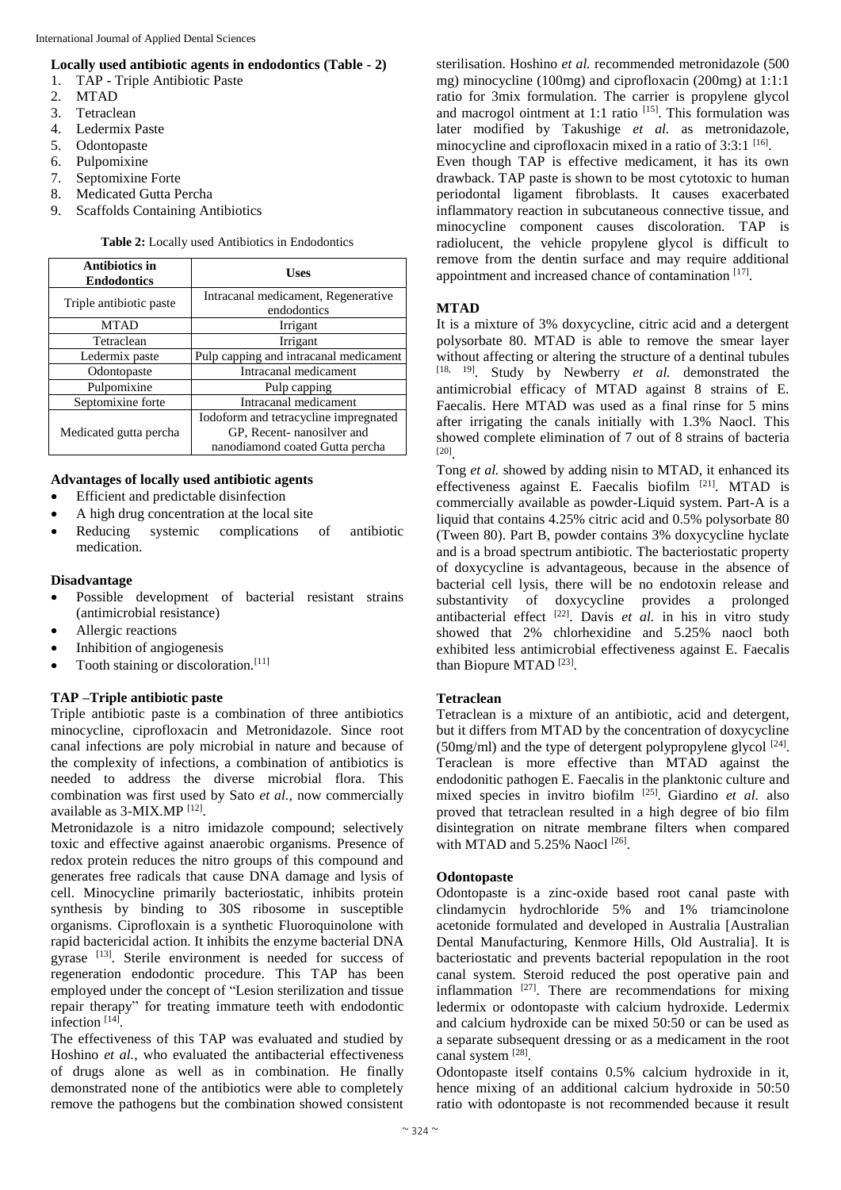### Locally used antibiotic agents in endodontics (Table - 2)

1. TAP - Triple Antibiotic Paste
2. MTAD
3. Tetraclean
4. Ledermix Paste
5. Odontopaste
6. Pulpomixine
7. Septomixine Forte
8. Medicated Gutta Percha
9. Scaffolds Containing Antibiotics

**Table 2:** Locally used Antibiotics in Endodontics

| Antibiotics in Endodontics | Uses |
|---|---|
| Triple antibiotic paste | Intracanal medicament, Regenerative endodontics |
| MTAD | Irrigant |
| Tetraclean | Irrigant |
| Ledermix paste | Pulp capping and intracanal medicament |
| Odontopaste | Intracanal medicament |
| Pulpomixine | Pulp capping |
| Septomixine forte | Intracanal medicament |
| Medicated gutta percha | Iodoform and tetracycline impregnated GP, Recent- nanosilver and nanodiamond coated Gutta percha |

### Advantages of locally used antibiotic agents

- Efficient and predictable disinfection
- A high drug concentration at the local site
- Reducing systemic complications of antibiotic medication.

### Disadvantage

- Possible development of bacterial resistant strains (antimicrobial resistance)
- Allergic reactions
- Inhibition of angiogenesis
- Tooth staining or discoloration.[11]

### TAP –Triple antibiotic paste

Triple antibiotic paste is a combination of three antibiotics minocycline, ciprofloxacin and Metronidazole. Since root canal infections are poly microbial in nature and because of the complexity of infections, a combination of antibiotics is needed to address the diverse microbial flora. This combination was first used by Sato *et al.*, now commercially available as 3-MIX.MP [12].

Metronidazole is a nitro imidazole compound; selectively toxic and effective against anaerobic organisms. Presence of redox protein reduces the nitro groups of this compound and generates free radicals that cause DNA damage and lysis of cell. Minocycline primarily bacteriostatic, inhibits protein synthesis by binding to 30S ribosome in susceptible organisms. Ciprofloxain is a synthetic Fluoroquinolone with rapid bactericidal action. It inhibits the enzyme bacterial DNA gyrase [13]. Sterile environment is needed for success of regeneration endodontic procedure. This TAP has been employed under the concept of "Lesion sterilization and tissue repair therapy" for treating immature teeth with endodontic infection [14].

The effectiveness of this TAP was evaluated and studied by Hoshino *et al.*, who evaluated the antibacterial effectiveness of drugs alone as well as in combination. He finally demonstrated none of the antibiotics were able to completely remove the pathogens but the combination showed consistent sterilisation. Hoshino *et al.* recommended metronidazole (500 mg) minocycline (100mg) and ciprofloxacin (200mg) at 1:1:1 ratio for 3mix formulation. The carrier is propylene glycol and macrogol ointment at 1:1 ratio [15]. This formulation was later modified by Takushige *et al.* as metronidazole, minocycline and ciprofloxacin mixed in a ratio of 3:3:1 [16].

Even though TAP is effective medicament, it has its own drawback. TAP paste is shown to be most cytotoxic to human periodontal ligament fibroblasts. It causes exacerbated inflammatory reaction in subcutaneous connective tissue, and minocycline component causes discoloration. TAP is radiolucent, the vehicle propylene glycol is difficult to remove from the dentin surface and may require additional appointment and increased chance of contamination [17].

### MTAD

It is a mixture of 3% doxycycline, citric acid and a detergent polysorbate 80. MTAD is able to remove the smear layer without affecting or altering the structure of a dentinal tubules [18, 19]. Study by Newberry *et al.* demonstrated the antimicrobial efficacy of MTAD against 8 strains of E. Faecalis. Here MTAD was used as a final rinse for 5 mins after irrigating the canals initially with 1.3% Naocl. This showed complete elimination of 7 out of 8 strains of bacteria [20].

Tong *et al.* showed by adding nisin to MTAD, it enhanced its effectiveness against E. Faecalis biofilm [21]. MTAD is commercially available as powder-Liquid system. Part-A is a liquid that contains 4.25% citric acid and 0.5% polysorbate 80 (Tween 80). Part B, powder contains 3% doxycycline hyclate and is a broad spectrum antibiotic. The bacteriostatic property of doxycycline is advantageous, because in the absence of bacterial cell lysis, there will be no endotoxin release and substantivity of doxycycline provides a prolonged antibacterial effect [22]. Davis *et al.* in his in vitro study showed that 2% chlorhexidine and 5.25% naocl both exhibited less antimicrobial effectiveness against E. Faecalis than Biopure MTAD [23].

### Tetraclean

Tetraclean is a mixture of an antibiotic, acid and detergent, but it differs from MTAD by the concentration of doxycycline (50mg/ml) and the type of detergent polypropylene glycol [24]. Teraclean is more effective than MTAD against the endodonitic pathogen E. Faecalis in the planktonic culture and mixed species in invitro biofilm [25]. Giardino *et al.* also proved that tetraclean resulted in a high degree of bio film disintegration on nitrate membrane filters when compared with MTAD and 5.25% Naocl [26].

### Odontopaste

Odontopaste is a zinc-oxide based root canal paste with clindamycin hydrochloride 5% and 1% triamcinolone acetonide formulated and developed in Australia [Australian Dental Manufacturing, Kenmore Hills, Old Australia]. It is bacteriostatic and prevents bacterial repopulation in the root canal system. Steroid reduced the post operative pain and inflammation [27]. There are recommendations for mixing ledermix or odontopaste with calcium hydroxide. Ledermix and calcium hydroxide can be mixed 50:50 or can be used as a separate subsequent dressing or as a medicament in the root canal system [28].

Odontopaste itself contains 0.5% calcium hydroxide in it, hence mixing of an additional calcium hydroxide in 50:50 ratio with odontopaste is not recommended because it result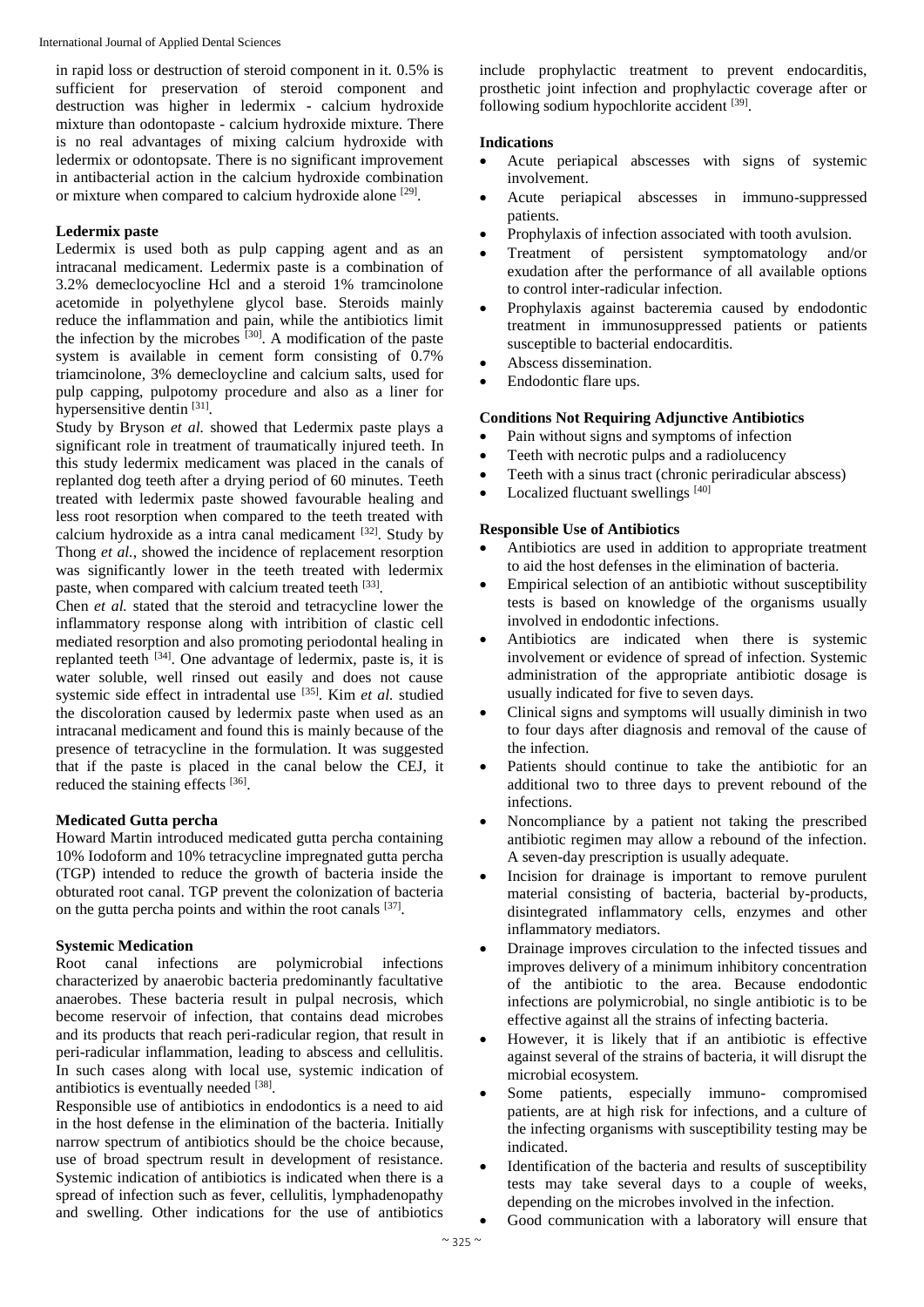in rapid loss or destruction of steroid component in it. 0.5% is sufficient for preservation of steroid component and destruction was higher in ledermix - calcium hydroxide mixture than odontopaste - calcium hydroxide mixture. There is no real advantages of mixing calcium hydroxide with ledermix or odontopsate. There is no significant improvement in antibacterial action in the calcium hydroxide combination or mixture when compared to calcium hydroxide alone [29].

### Ledermix paste

Ledermix is used both as pulp capping agent and as an intracanal medicament. Ledermix paste is a combination of 3.2% demeclocyocline Hcl and a steroid 1% tramcinolone acetomide in polyethylene glycol base. Steroids mainly reduce the inflammation and pain, while the antibiotics limit the infection by the microbes [30]. A modification of the paste system is available in cement form consisting of 0.7% triamcinolone, 3% demecloycline and calcium salts, used for pulp capping, pulpotomy procedure and also as a liner for hypersensitive dentin [31].

Study by Bryson *et al.* showed that Ledermix paste plays a significant role in treatment of traumatically injured teeth. In this study ledermix medicament was placed in the canals of replanted dog teeth after a drying period of 60 minutes. Teeth treated with ledermix paste showed favourable healing and less root resorption when compared to the teeth treated with calcium hydroxide as a intra canal medicament [32]. Study by Thong *et al.*, showed the incidence of replacement resorption was significantly lower in the teeth treated with ledermix paste, when compared with calcium treated teeth [33].

Chen *et al.* stated that the steroid and tetracycline lower the inflammatory response along with intribition of clastic cell mediated resorption and also promoting periodontal healing in replanted teeth [34]. One advantage of ledermix, paste is, it is water soluble, well rinsed out easily and does not cause systemic side effect in intradental use [35]. Kim *et al.* studied the discoloration caused by ledermix paste when used as an intracanal medicament and found this is mainly because of the presence of tetracycline in the formulation. It was suggested that if the paste is placed in the canal below the CEJ, it reduced the staining effects [36].

### Medicated Gutta percha

Howard Martin introduced medicated gutta percha containing 10% Iodoform and 10% tetracycline impregnated gutta percha (TGP) intended to reduce the growth of bacteria inside the obturated root canal. TGP prevent the colonization of bacteria on the gutta percha points and within the root canals [37].

### Systemic Medication

Root canal infections are polymicrobial infections characterized by anaerobic bacteria predominantly facultative anaerobes. These bacteria result in pulpal necrosis, which become reservoir of infection, that contains dead microbes and its products that reach peri-radicular region, that result in peri-radicular inflammation, leading to abscess and cellulitis. In such cases along with local use, systemic indication of antibiotics is eventually needed [38].

Responsible use of antibiotics in endodontics is a need to aid in the host defense in the elimination of the bacteria. Initially narrow spectrum of antibiotics should be the choice because, use of broad spectrum result in development of resistance. Systemic indication of antibiotics is indicated when there is a spread of infection such as fever, cellulitis, lymphadenopathy and swelling. Other indications for the use of antibiotics include prophylactic treatment to prevent endocarditis, prosthetic joint infection and prophylactic coverage after or following sodium hypochlorite accident [39].

### Indications

- Acute periapical abscesses with signs of systemic involvement.
- Acute periapical abscesses in immuno-suppressed patients.
- Prophylaxis of infection associated with tooth avulsion.
- Treatment of persistent symptomatology and/or exudation after the performance of all available options to control inter-radicular infection.
- Prophylaxis against bacteremia caused by endodontic treatment in immunosuppressed patients or patients susceptible to bacterial endocarditis.
- Abscess dissemination.
- Endodontic flare ups.

### Conditions Not Requiring Adjunctive Antibiotics

- Pain without signs and symptoms of infection
- Teeth with necrotic pulps and a radiolucency
- Teeth with a sinus tract (chronic periradicular abscess)
- Localized fluctuant swellings [40]

### Responsible Use of Antibiotics

- Antibiotics are used in addition to appropriate treatment to aid the host defenses in the elimination of bacteria.
- Empirical selection of an antibiotic without susceptibility tests is based on knowledge of the organisms usually involved in endodontic infections.
- Antibiotics are indicated when there is systemic involvement or evidence of spread of infection. Systemic administration of the appropriate antibiotic dosage is usually indicated for five to seven days.
- Clinical signs and symptoms will usually diminish in two to four days after diagnosis and removal of the cause of the infection.
- Patients should continue to take the antibiotic for an additional two to three days to prevent rebound of the infections.
- Noncompliance by a patient not taking the prescribed antibiotic regimen may allow a rebound of the infection. A seven-day prescription is usually adequate.
- Incision for drainage is important to remove purulent material consisting of bacteria, bacterial by-products, disintegrated inflammatory cells, enzymes and other inflammatory mediators.
- Drainage improves circulation to the infected tissues and improves delivery of a minimum inhibitory concentration of the antibiotic to the area. Because endodontic infections are polymicrobial, no single antibiotic is to be effective against all the strains of infecting bacteria.
- However, it is likely that if an antibiotic is effective against several of the strains of bacteria, it will disrupt the microbial ecosystem.
- Some patients, especially immuno- compromised patients, are at high risk for infections, and a culture of the infecting organisms with susceptibility testing may be indicated.
- Identification of the bacteria and results of susceptibility tests may take several days to a couple of weeks, depending on the microbes involved in the infection.
- Good communication with a laboratory will ensure that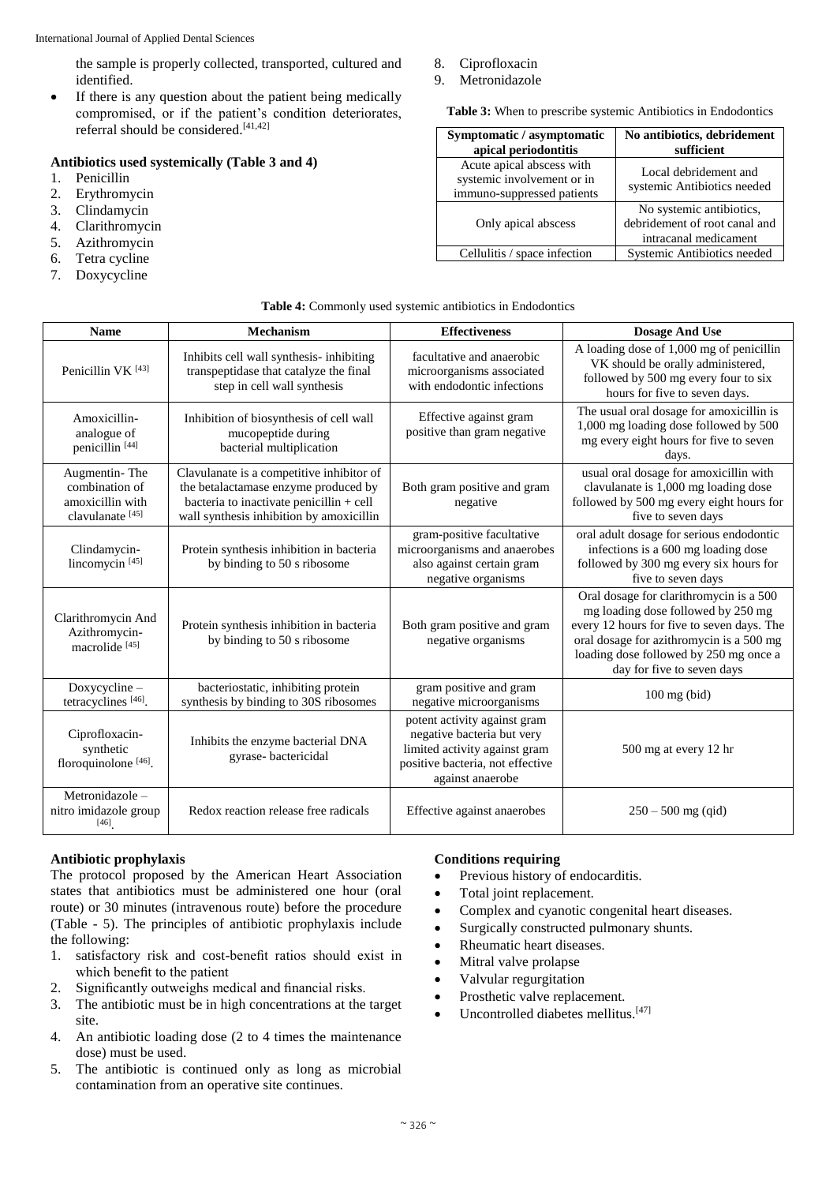the sample is properly collected, transported, cultured and identified.

- If there is any question about the patient being medically compromised, or if the patient's condition deteriorates, referral should be considered.[41,42]

### Antibiotics used systemically (Table 3 and 4)

1. Penicillin
2. Erythromycin
3. Clindamycin
4. Clarithromycin
5. Azithromycin
6. Tetra cycline
7. Doxycycline
8. Ciprofloxacin
9. Metronidazole

**Table 3:** When to prescribe systemic Antibiotics in Endodontics

| Symptomatic / asymptomatic apical periodontitis | No antibiotics, debridement sufficient |
|---|---|
| Acute apical abscess with systemic involvement or in immuno-suppressed patients | Local debridement and systemic Antibiotics needed |
| Only apical abscess | No systemic antibiotics, debridement of root canal and intracanal medicament |
| Cellulitis / space infection | Systemic Antibiotics needed |

**Table 4:** Commonly used systemic antibiotics in Endodontics

| Name | Mechanism | Effectiveness | Dosage And Use |
|---|---|---|---|
| Penicillin VK [43] | Inhibits cell wall synthesis- inhibiting transpeptidase that catalyze the final step in cell wall synthesis | facultative and anaerobic microorganisms associated with endodontic infections | A loading dose of 1,000 mg of penicillin VK should be orally administered, followed by 500 mg every four to six hours for five to seven days. |
| Amoxicillin- analogue of penicillin [44] | Inhibition of biosynthesis of cell wall mucopeptide during bacterial multiplication | Effective against gram positive than gram negative | The usual oral dosage for amoxicillin is 1,000 mg loading dose followed by 500 mg every eight hours for five to seven days. |
| Augmentin- The combination of amoxicillin with clavulanate [45] | Clavulanate is a competitive inhibitor of the betalactamase enzyme produced by bacteria to inactivate penicillin + cell wall synthesis inhibition by amoxicillin | Both gram positive and gram negative | usual oral dosage for amoxicillin with clavulanate is 1,000 mg loading dose followed by 500 mg every eight hours for five to seven days |
| Clindamycin- lincomycin [45] | Protein synthesis inhibition in bacteria by binding to 50 s ribosome | gram-positive facultative microorganisms and anaerobes also against certain gram negative organisms | oral adult dosage for serious endodontic infections is a 600 mg loading dose followed by 300 mg every six hours for five to seven days |
| Clarithromycin And Azithromycin- macrolide [45] | Protein synthesis inhibition in bacteria by binding to 50 s ribosome | Both gram positive and gram negative organisms | Oral dosage for clarithromycin is a 500 mg loading dose followed by 250 mg every 12 hours for five to seven days. The oral dosage for azithromycin is a 500 mg loading dose followed by 250 mg once a day for five to seven days |
| Doxycycline – tetracyclines [46]. | bacteriostatic, inhibiting protein synthesis by binding to 30S ribosomes | gram positive and gram negative microorganisms | 100 mg (bid) |
| Ciprofloxacin- synthetic floroquinolone [46]. | Inhibits the enzyme bacterial DNA gyrase- bactericidal | potent activity against gram negative bacteria but very limited activity against gram positive bacteria, not effective against anaerobe | 500 mg at every 12 hr |
| Metronidazole – nitro imidazole group [46]. | Redox reaction release free radicals | Effective against anaerobes | 250 – 500 mg (qid) |

### Antibiotic prophylaxis

The protocol proposed by the American Heart Association states that antibiotics must be administered one hour (oral route) or 30 minutes (intravenous route) before the procedure (Table - 5). The principles of antibiotic prophylaxis include the following:

1. satisfactory risk and cost-benefit ratios should exist in which benefit to the patient
2. Significantly outweighs medical and financial risks.
3. The antibiotic must be in high concentrations at the target site.
4. An antibiotic loading dose (2 to 4 times the maintenance dose) must be used.
5. The antibiotic is continued only as long as microbial contamination from an operative site continues.

### Conditions requiring

- Previous history of endocarditis.
- Total joint replacement.
- Complex and cyanotic congenital heart diseases.
- Surgically constructed pulmonary shunts.
- Rheumatic heart diseases.
- Mitral valve prolapse
- Valvular regurgitation
- Prosthetic valve replacement.
- Uncontrolled diabetes mellitus.[47]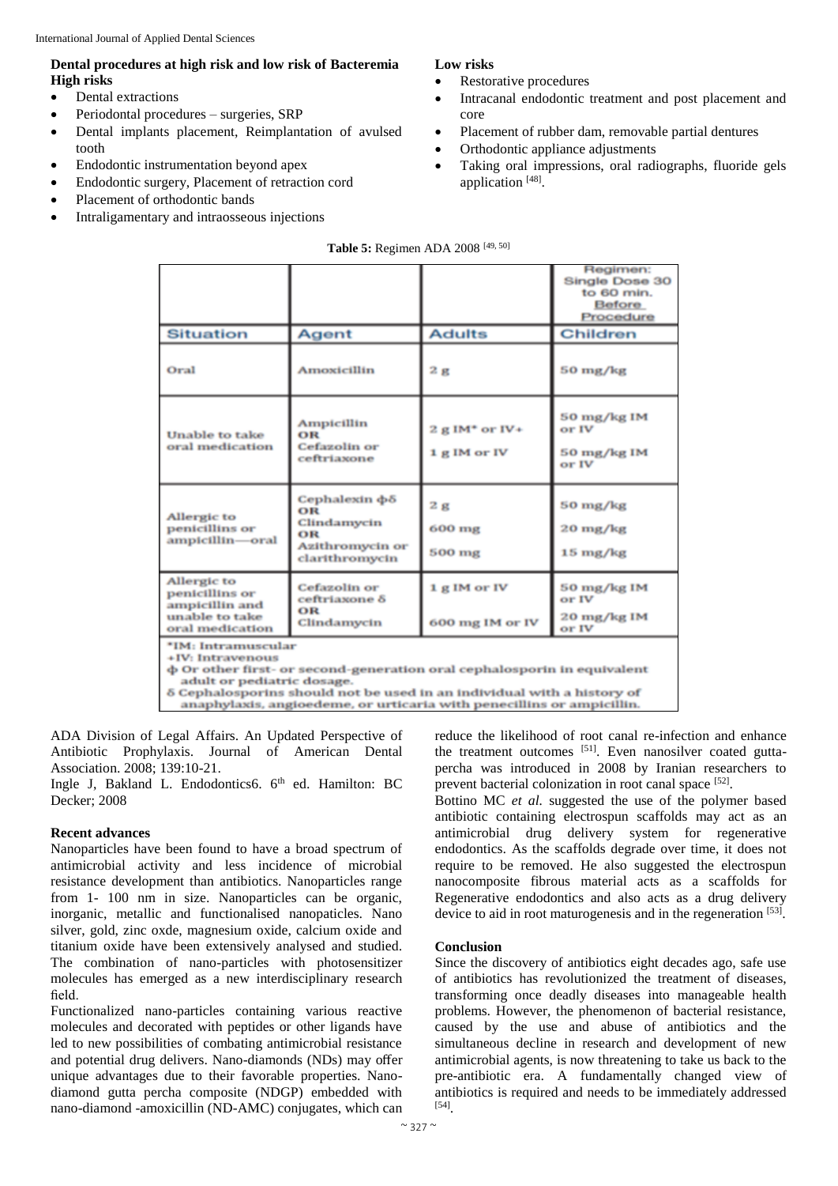**Dental procedures at high risk and low risk of Bacteremia**

**High risks**

- Dental extractions
- Periodontal procedures – surgeries, SRP
- Dental implants placement, Reimplantation of avulsed tooth
- Endodontic instrumentation beyond apex
- Endodontic surgery, Placement of retraction cord
- Placement of orthodontic bands
- Intraligamentary and intraosseous injections

**Low risks**

- Restorative procedures
- Intracanal endodontic treatment and post placement and core
- Placement of rubber dam, removable partial dentures
- Orthodontic appliance adjustments
- Taking oral impressions, oral radiographs, fluoride gels application [48].

**Table 5:** Regimen ADA 2008 [49, 50]

| | | | Regimen: Single Dose 30 to 60 min. Before Procedure |
|---|---|---|---|
| **Situation** | **Agent** | **Adults** | **Children** |
| Oral | Amoxicillin | 2 g | 50 mg/kg |
| Unable to take oral medication | Ampicillin OR Cefazolin or ceftriaxone | 2 g IM* or IV+ <br> 1 g IM or IV | 50 mg/kg IM or IV <br> 50 mg/kg IM or IV |
| Allergic to penicillins or ampicillin—oral | Cephalexin ϕδ OR Clindamycin OR Azithromycin or clarithromycin | 2 g <br> 600 mg <br> 500 mg | 50 mg/kg <br> 20 mg/kg <br> 15 mg/kg |
| Allergic to penicillins or ampicillin and unable to take oral medication | Cefazolin or ceftriaxone δ OR Clindamycin | 1 g IM or IV <br> 600 mg IM or IV | 50 mg/kg IM or IV <br> 20 mg/kg IM or IV |

*IM: Intramuscular
+IV: Intravenous
ϕ Or other first- or second-generation oral cephalosporin in equivalent adult or pediatric dosage.
δ Cephalosporins should not be used in an individual with a history of anaphylaxis, angioedeme, or urticaria with penecillins or ampicillin.

ADA Division of Legal Affairs. An Updated Perspective of Antibiotic Prophylaxis. Journal of American Dental Association. 2008; 139:10-21.

Ingle J, Bakland L. Endodontics6. 6th ed. Hamilton: BC Decker; 2008

**Recent advances**

Nanoparticles have been found to have a broad spectrum of antimicrobial activity and less incidence of microbial resistance development than antibiotics. Nanoparticles range from 1- 100 nm in size. Nanoparticles can be organic, inorganic, metallic and functionalised nanopaticles. Nano silver, gold, zinc oxde, magnesium oxide, calcium oxide and titanium oxide have been extensively analysed and studied. The combination of nano-particles with photosensitizer molecules has emerged as a new interdisciplinary research field.

Functionalized nano-particles containing various reactive molecules and decorated with peptides or other ligands have led to new possibilities of combating antimicrobial resistance and potential drug delivers. Nano-diamonds (NDs) may offer unique advantages due to their favorable properties. Nano-diamond gutta percha composite (NDGP) embedded with nano-diamond -amoxicillin (ND-AMC) conjugates, which can reduce the likelihood of root canal re-infection and enhance the treatment outcomes [51]. Even nanosilver coated gutta-percha was introduced in 2008 by Iranian researchers to prevent bacterial colonization in root canal space [52].

Bottino MC *et al.* suggested the use of the polymer based antibiotic containing electrospun scaffolds may act as an antimicrobial drug delivery system for regenerative endodontics. As the scaffolds degrade over time, it does not require to be removed. He also suggested the electrospun nanocomposite fibrous material acts as a scaffolds for Regenerative endodontics and also acts as a drug delivery device to aid in root maturogenesis and in the regeneration [53].

**Conclusion**

Since the discovery of antibiotics eight decades ago, safe use of antibiotics has revolutionized the treatment of diseases, transforming once deadly diseases into manageable health problems. However, the phenomenon of bacterial resistance, caused by the use and abuse of antibiotics and the simultaneous decline in research and development of new antimicrobial agents, is now threatening to take us back to the pre-antibiotic era. A fundamentally changed view of antibiotics is required and needs to be immediately addressed [54].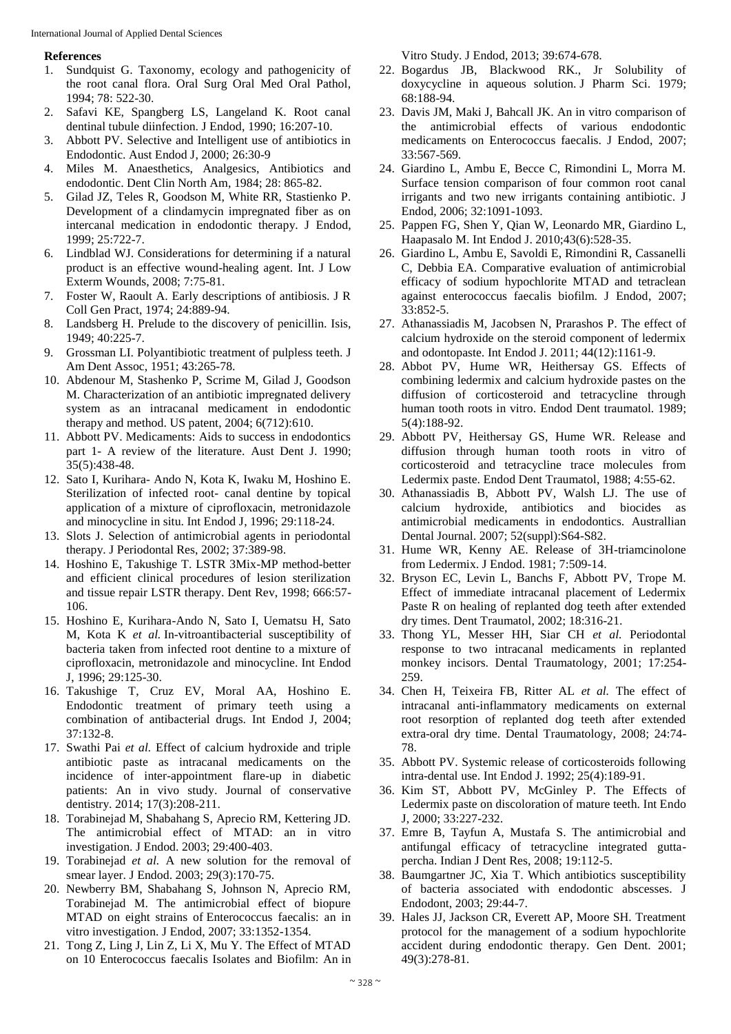**References**

1. Sundquist G. Taxonomy, ecology and pathogenicity of the root canal flora. Oral Surg Oral Med Oral Pathol, 1994; 78: 522-30.
2. Safavi KE, Spangberg LS, Langeland K. Root canal dentinal tubule diinfection. J Endod, 1990; 16:207-10.
3. Abbott PV. Selective and Intelligent use of antibiotics in Endodontic. Aust Endod J, 2000; 26:30-9
4. Miles M. Anaesthetics, Analgesics, Antibiotics and endodontic. Dent Clin North Am, 1984; 28: 865-82.
5. Gilad JZ, Teles R, Goodson M, White RR, Stastienko P. Development of a clindamycin impregnated fiber as on intercanal medication in endodontic therapy. J Endod, 1999; 25:722-7.
6. Lindblad WJ. Considerations for determining if a natural product is an effective wound-healing agent. Int. J Low Exterm Wounds, 2008; 7:75-81.
7. Foster W, Raoult A. Early descriptions of antibiosis. J R Coll Gen Pract, 1974; 24:889-94.
8. Landsberg H. Prelude to the discovery of penicillin. Isis, 1949; 40:225-7.
9. Grossman LI. Polyantibiotic treatment of pulpless teeth. J Am Dent Assoc, 1951; 43:265-78.
10. Abdenour M, Stashenko P, Scrime M, Gilad J, Goodson M. Characterization of an antibiotic impregnated delivery system as an intracanal medicament in endodontic therapy and method. US patent, 2004; 6(712):610.
11. Abbott PV. Medicaments: Aids to success in endodontics part 1- A review of the literature. Aust Dent J. 1990; 35(5):438-48.
12. Sato I, Kurihara- Ando N, Kota K, Iwaku M, Hoshino E. Sterilization of infected root- canal dentine by topical application of a mixture of ciprofloxacin, metronidazole and minocycline in situ. Int Endod J, 1996; 29:118-24.
13. Slots J. Selection of antimicrobial agents in periodontal therapy. J Periodontal Res, 2002; 37:389-98.
14. Hoshino E, Takushige T. LSTR 3Mix-MP method-better and efficient clinical procedures of lesion sterilization and tissue repair LSTR therapy. Dent Rev, 1998; 666:57-106.
15. Hoshino E, Kurihara-Ando N, Sato I, Uematsu H, Sato M, Kota K *et al.* In-vitroantibacterial susceptibility of bacteria taken from infected root dentine to a mixture of ciprofloxacin, metronidazole and minocycline. Int Endod J, 1996; 29:125-30.
16. Takushige T, Cruz EV, Moral AA, Hoshino E. Endodontic treatment of primary teeth using a combination of antibacterial drugs. Int Endod J, 2004; 37:132-8.
17. Swathi Pai *et al.* Effect of calcium hydroxide and triple antibiotic paste as intracanal medicaments on the incidence of inter-appointment flare-up in diabetic patients: An in vivo study. Journal of conservative dentistry. 2014; 17(3):208-211.
18. Torabinejad M, Shabahang S, Aprecio RM, Kettering JD. The antimicrobial effect of MTAD: an in vitro investigation. J Endod. 2003; 29:400-403.
19. Torabinejad *et al.* A new solution for the removal of smear layer. J Endod. 2003; 29(3):170-75.
20. Newberry BM, Shabahang S, Johnson N, Aprecio RM, Torabinejad M. The antimicrobial effect of biopure MTAD on eight strains of Enterococcus faecalis: an in vitro investigation. J Endod, 2007; 33:1352-1354.
21. Tong Z, Ling J, Lin Z, Li X, Mu Y. The Effect of MTAD on 10 Enterococcus faecalis Isolates and Biofilm: An in Vitro Study. J Endod, 2013; 39:674-678.
22. Bogardus JB, Blackwood RK., Jr Solubility of doxycycline in aqueous solution. J Pharm Sci. 1979; 68:188-94.
23. Davis JM, Maki J, Bahcall JK. An in vitro comparison of the antimicrobial effects of various endodontic medicaments on Enterococcus faecalis. J Endod, 2007; 33:567-569.
24. Giardino L, Ambu E, Becce C, Rimondini L, Morra M. Surface tension comparison of four common root canal irrigants and two new irrigants containing antibiotic. J Endod, 2006; 32:1091-1093.
25. Pappen FG, Shen Y, Qian W, Leonardo MR, Giardino L, Haapasalo M. Int Endod J. 2010;43(6):528-35.
26. Giardino L, Ambu E, Savoldi E, Rimondini R, Cassanelli C, Debbia EA. Comparative evaluation of antimicrobial efficacy of sodium hypochlorite MTAD and tetraclean against enterococcus faecalis biofilm. J Endod, 2007; 33:852-5.
27. Athanassiadis M, Jacobsen N, Prarashos P. The effect of calcium hydroxide on the steroid component of ledermix and odontopaste. Int Endod J. 2011; 44(12):1161-9.
28. Abbot PV, Hume WR, Heithersay GS. Effects of combining ledermix and calcium hydroxide pastes on the diffusion of corticosteroid and tetracycline through human tooth roots in vitro. Endod Dent traumatol. 1989; 5(4):188-92.
29. Abbott PV, Heithersay GS, Hume WR. Release and diffusion through human tooth roots in vitro of corticosteroid and tetracycline trace molecules from Ledermix paste. Endod Dent Traumatol, 1988; 4:55-62.
30. Athanassiadis B, Abbott PV, Walsh LJ. The use of calcium hydroxide, antibiotics and biocides as antimicrobial medicaments in endodontics. Australlian Dental Journal. 2007; 52(suppl):S64-S82.
31. Hume WR, Kenny AE. Release of 3H-triamcinolone from Ledermix. J Endod. 1981; 7:509-14.
32. Bryson EC, Levin L, Banchs F, Abbott PV, Trope M. Effect of immediate intracanal placement of Ledermix Paste R on healing of replanted dog teeth after extended dry times. Dent Traumatol, 2002; 18:316-21.
33. Thong YL, Messer HH, Siar CH *et al.* Periodontal response to two intracanal medicaments in replanted monkey incisors. Dental Traumatology, 2001; 17:254-259.
34. Chen H, Teixeira FB, Ritter AL *et al.* The effect of intracanal anti-inflammatory medicaments on external root resorption of replanted dog teeth after extended extra-oral dry time. Dental Traumatology, 2008; 24:74-78.
35. Abbott PV. Systemic release of corticosteroids following intra-dental use. Int Endod J. 1992; 25(4):189-91.
36. Kim ST, Abbott PV, McGinley P. The Effects of Ledermix paste on discoloration of mature teeth. Int Endo J, 2000; 33:227-232.
37. Emre B, Tayfun A, Mustafa S. The antimicrobial and antifungal efficacy of tetracycline integrated gutta-percha. Indian J Dent Res, 2008; 19:112-5.
38. Baumgartner JC, Xia T. Which antibiotics susceptibility of bacteria associated with endodontic abscesses. J Endodont, 2003; 29:44-7.
39. Hales JJ, Jackson CR, Everett AP, Moore SH. Treatment protocol for the management of a sodium hypochlorite accident during endodontic therapy. Gen Dent. 2001; 49(3):278-81.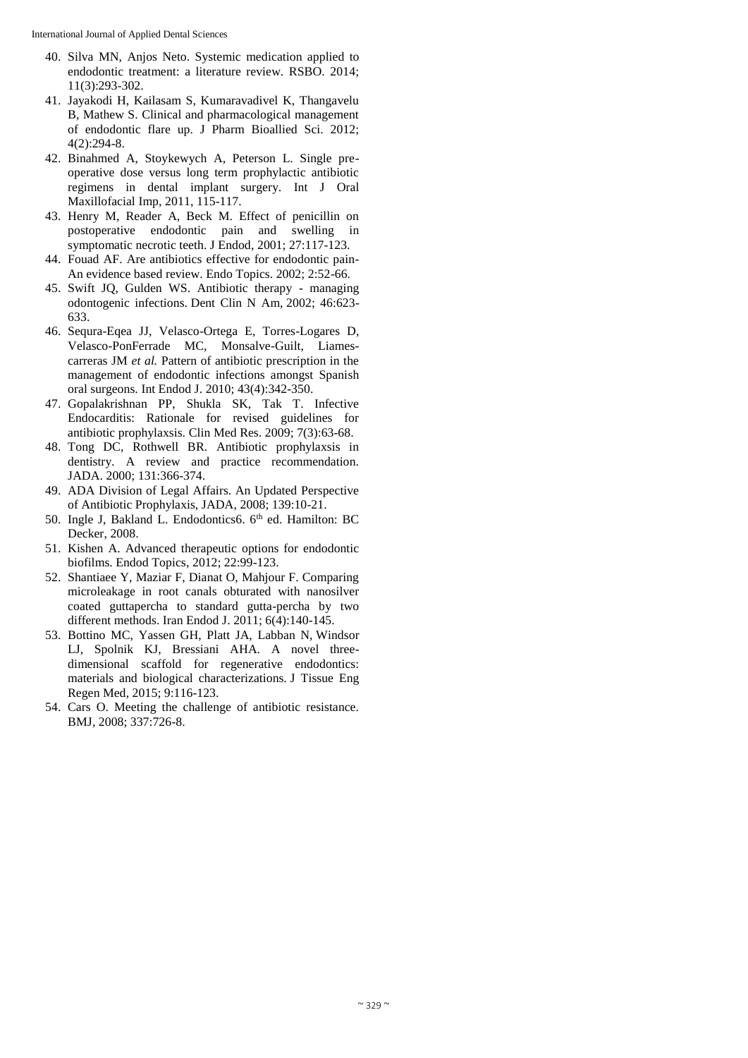40. Silva MN, Anjos Neto. Systemic medication applied to endodontic treatment: a literature review. RSBO. 2014; 11(3):293-302.
41. Jayakodi H, Kailasam S, Kumaravadivel K, Thangavelu B, Mathew S. Clinical and pharmacological management of endodontic flare up. J Pharm Bioallied Sci. 2012; 4(2):294-8.
42. Binahmed A, Stoykewych A, Peterson L. Single pre-operative dose versus long term prophylactic antibiotic regimens in dental implant surgery. Int J Oral Maxillofacial Imp, 2011, 115-117.
43. Henry M, Reader A, Beck M. Effect of penicillin on postoperative endodontic pain and swelling in symptomatic necrotic teeth. J Endod, 2001; 27:117-123.
44. Fouad AF. Are antibiotics effective for endodontic pain- An evidence based review. Endo Topics. 2002; 2:52-66.
45. Swift JQ, Gulden WS. Antibiotic therapy - managing odontogenic infections. Dent Clin N Am, 2002; 46:623-633.
46. Sequra-Eqea JJ, Velasco-Ortega E, Torres-Logares D, Velasco-PonFerrade MC, Monsalve-Guilt, Liames-carreras JM *et al.* Pattern of antibiotic prescription in the management of endodontic infections amongst Spanish oral surgeons. Int Endod J. 2010; 43(4):342-350.
47. Gopalakrishnan PP, Shukla SK, Tak T. Infective Endocarditis: Rationale for revised guidelines for antibiotic prophylaxsis. Clin Med Res. 2009; 7(3):63-68.
48. Tong DC, Rothwell BR. Antibiotic prophylaxsis in dentistry. A review and practice recommendation. JADA. 2000; 131:366-374.
49. ADA Division of Legal Affairs. An Updated Perspective of Antibiotic Prophylaxis, JADA, 2008; 139:10-21.
50. Ingle J, Bakland L. Endodontics6. 6th ed. Hamilton: BC Decker, 2008.
51. Kishen A. Advanced therapeutic options for endodontic biofilms. Endod Topics, 2012; 22:99-123.
52. Shantiaee Y, Maziar F, Dianat O, Mahjour F. Comparing microleakage in root canals obturated with nanosilver coated guttapercha to standard gutta-percha by two different methods. Iran Endod J. 2011; 6(4):140-145.
53. Bottino MC, Yassen GH, Platt JA, Labban N, Windsor LJ, Spolnik KJ, Bressiani AHA. A novel three-dimensional scaffold for regenerative endodontics: materials and biological characterizations. J Tissue Eng Regen Med, 2015; 9:116-123.
54. Cars O. Meeting the challenge of antibiotic resistance. BMJ, 2008; 337:726-8.